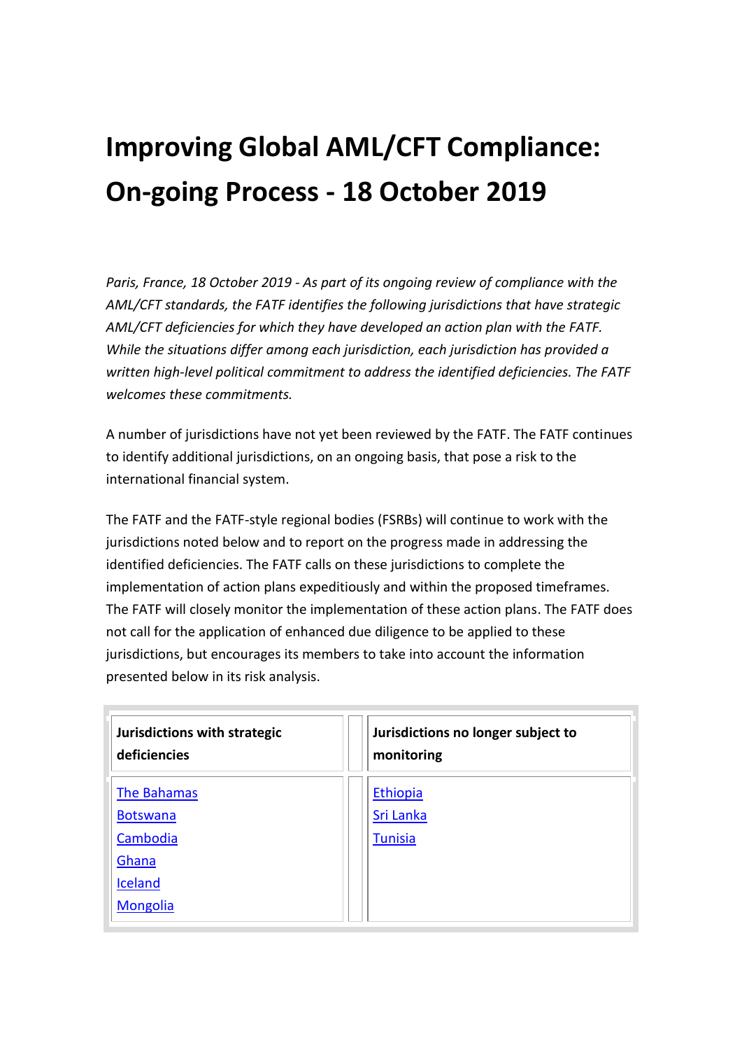# Improving Global AML/CFT Compliance: On-going Process - 18 October 2019

*Paris, France, 18 October 2019 - As part of its ongoing review of compliance with the AML/CFT standards, the FATF identifies the following jurisdictions that have strategic AML/CFT deficiencies for which they have developed an action plan with the FATF. While the situations differ among each jurisdiction, each jurisdiction has provided a written high-level political commitment to address the identified deficiencies. The FATF welcomes these commitments.*

A number of jurisdictions have not yet been reviewed by the FATF. The FATF continues to identify additional jurisdictions, on an ongoing basis, that pose a risk to the international financial system.

The FATF and the FATF-style regional bodies (FSRBs) will continue to work with the jurisdictions noted below and to report on the progress made in addressing the identified deficiencies. The FATF calls on these jurisdictions to complete the implementation of action plans expeditiously and within the proposed timeframes. The FATF will closely monitor the implementation of these action plans. The FATF does not call for the application of enhanced due diligence to be applied to these jurisdictions, but encourages its members to take into account the information presented below in its risk analysis.

| Jurisdictions with strategic deficiencies | Jurisdictions no longer subject to monitoring |
| --- | --- |
| The Bahamas | Ethiopia |
| Botswana | Sri Lanka |
| Cambodia | Tunisia |
| Ghana | |
| Iceland | |
| Mongolia | |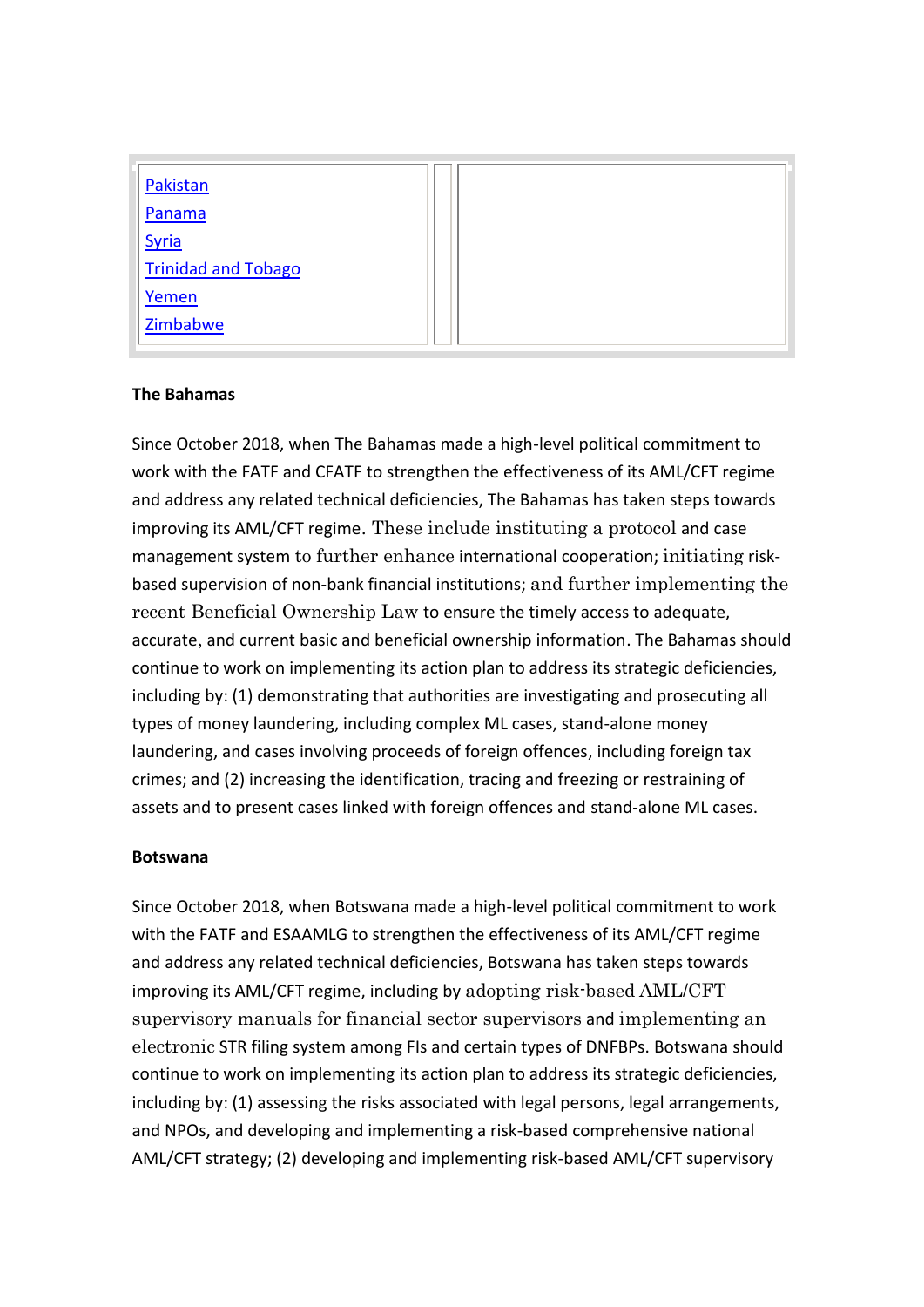| | | |
|---|---|---|
| Pakistan<br>Panama<br>Syria<br>Trinidad and Tobago<br>Yemen<br>Zimbabwe | | |

**The Bahamas**

Since October 2018, when The Bahamas made a high-level political commitment to work with the FATF and CFATF to strengthen the effectiveness of its AML/CFT regime and address any related technical deficiencies, The Bahamas has taken steps towards improving its AML/CFT regime. These include instituting a protocol and case management system to further enhance international cooperation; initiating risk-based supervision of non-bank financial institutions; and further implementing the recent Beneficial Ownership Law to ensure the timely access to adequate, accurate, and current basic and beneficial ownership information. The Bahamas should continue to work on implementing its action plan to address its strategic deficiencies, including by: (1) demonstrating that authorities are investigating and prosecuting all types of money laundering, including complex ML cases, stand-alone money laundering, and cases involving proceeds of foreign offences, including foreign tax crimes; and (2) increasing the identification, tracing and freezing or restraining of assets and to present cases linked with foreign offences and stand-alone ML cases.

**Botswana**

Since October 2018, when Botswana made a high-level political commitment to work with the FATF and ESAAMLG to strengthen the effectiveness of its AML/CFT regime and address any related technical deficiencies, Botswana has taken steps towards improving its AML/CFT regime, including by adopting risk-based AML/CFT supervisory manuals for financial sector supervisors and implementing an electronic STR filing system among FIs and certain types of DNFBPs. Botswana should continue to work on implementing its action plan to address its strategic deficiencies, including by: (1) assessing the risks associated with legal persons, legal arrangements, and NPOs, and developing and implementing a risk-based comprehensive national AML/CFT strategy; (2) developing and implementing risk-based AML/CFT supervisory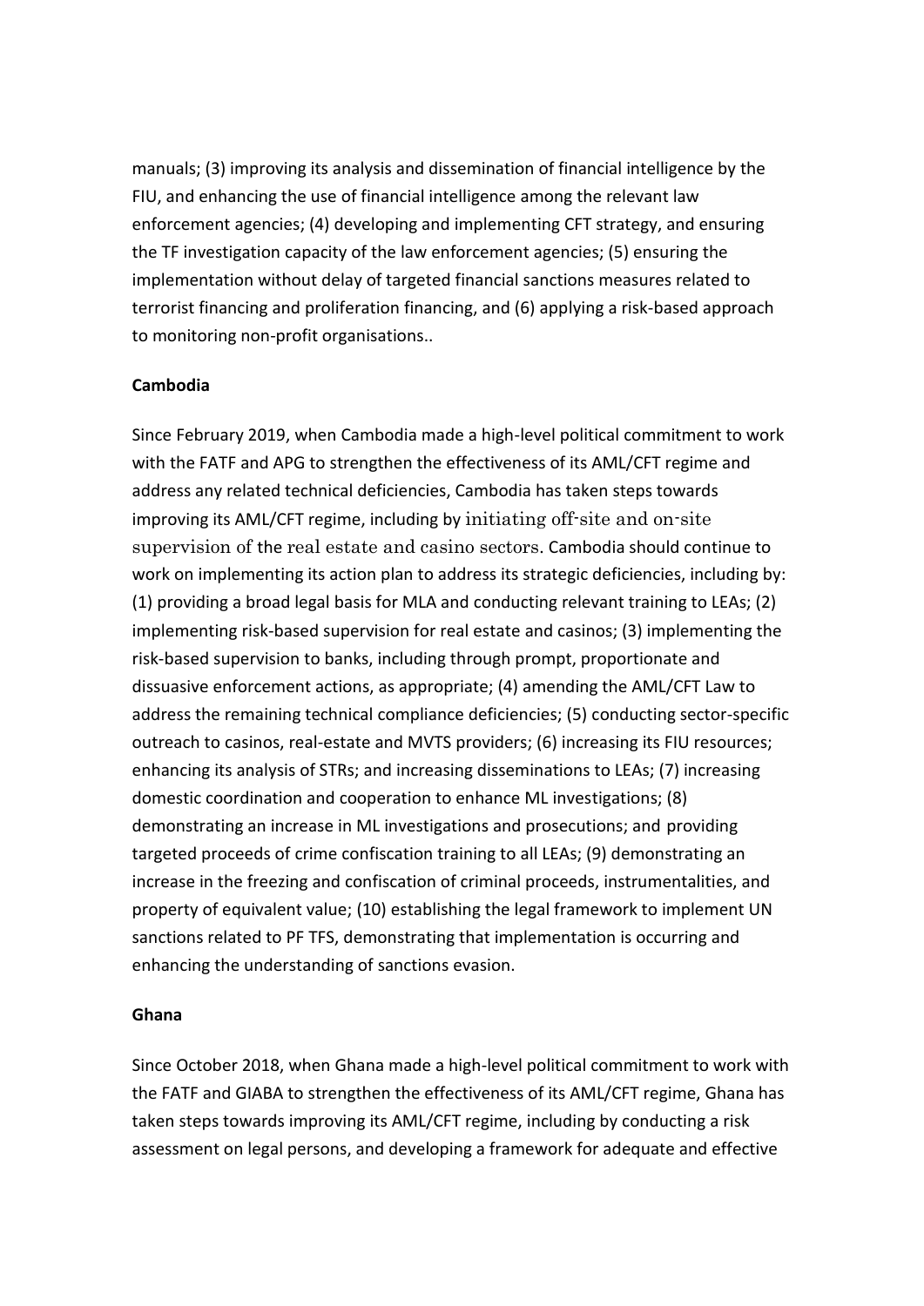manuals; (3) improving its analysis and dissemination of financial intelligence by the FIU, and enhancing the use of financial intelligence among the relevant law enforcement agencies; (4) developing and implementing CFT strategy, and ensuring the TF investigation capacity of the law enforcement agencies; (5) ensuring the implementation without delay of targeted financial sanctions measures related to terrorist financing and proliferation financing, and (6) applying a risk-based approach to monitoring non-profit organisations..

**Cambodia**

Since February 2019, when Cambodia made a high-level political commitment to work with the FATF and APG to strengthen the effectiveness of its AML/CFT regime and address any related technical deficiencies, Cambodia has taken steps towards improving its AML/CFT regime, including by initiating off-site and on-site supervision of the real estate and casino sectors. Cambodia should continue to work on implementing its action plan to address its strategic deficiencies, including by: (1) providing a broad legal basis for MLA and conducting relevant training to LEAs; (2) implementing risk-based supervision for real estate and casinos; (3) implementing the risk-based supervision to banks, including through prompt, proportionate and dissuasive enforcement actions, as appropriate; (4) amending the AML/CFT Law to address the remaining technical compliance deficiencies; (5) conducting sector-specific outreach to casinos, real-estate and MVTS providers; (6) increasing its FIU resources; enhancing its analysis of STRs; and increasing disseminations to LEAs; (7) increasing domestic coordination and cooperation to enhance ML investigations; (8) demonstrating an increase in ML investigations and prosecutions; and providing targeted proceeds of crime confiscation training to all LEAs; (9) demonstrating an increase in the freezing and confiscation of criminal proceeds, instrumentalities, and property of equivalent value; (10) establishing the legal framework to implement UN sanctions related to PF TFS, demonstrating that implementation is occurring and enhancing the understanding of sanctions evasion.

**Ghana**

Since October 2018, when Ghana made a high-level political commitment to work with the FATF and GIABA to strengthen the effectiveness of its AML/CFT regime, Ghana has taken steps towards improving its AML/CFT regime, including by conducting a risk assessment on legal persons, and developing a framework for adequate and effective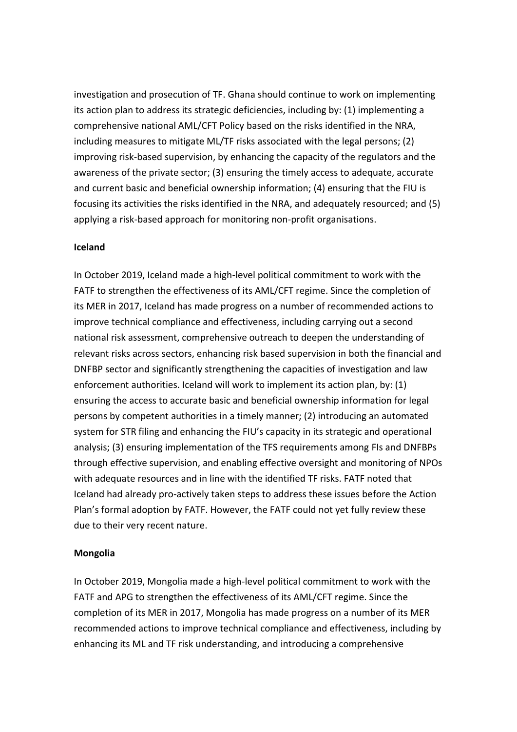investigation and prosecution of TF. Ghana should continue to work on implementing its action plan to address its strategic deficiencies, including by: (1) implementing a comprehensive national AML/CFT Policy based on the risks identified in the NRA, including measures to mitigate ML/TF risks associated with the legal persons; (2) improving risk-based supervision, by enhancing the capacity of the regulators and the awareness of the private sector; (3) ensuring the timely access to adequate, accurate and current basic and beneficial ownership information; (4) ensuring that the FIU is focusing its activities the risks identified in the NRA, and adequately resourced; and (5) applying a risk-based approach for monitoring non-profit organisations.

**Iceland**

In October 2019, Iceland made a high-level political commitment to work with the FATF to strengthen the effectiveness of its AML/CFT regime. Since the completion of its MER in 2017, Iceland has made progress on a number of recommended actions to improve technical compliance and effectiveness, including carrying out a second national risk assessment, comprehensive outreach to deepen the understanding of relevant risks across sectors, enhancing risk based supervision in both the financial and DNFBP sector and significantly strengthening the capacities of investigation and law enforcement authorities. Iceland will work to implement its action plan, by: (1) ensuring the access to accurate basic and beneficial ownership information for legal persons by competent authorities in a timely manner; (2) introducing an automated system for STR filing and enhancing the FIU's capacity in its strategic and operational analysis; (3) ensuring implementation of the TFS requirements among FIs and DNFBPs through effective supervision, and enabling effective oversight and monitoring of NPOs with adequate resources and in line with the identified TF risks. FATF noted that Iceland had already pro-actively taken steps to address these issues before the Action Plan's formal adoption by FATF. However, the FATF could not yet fully review these due to their very recent nature.

**Mongolia**

In October 2019, Mongolia made a high-level political commitment to work with the FATF and APG to strengthen the effectiveness of its AML/CFT regime. Since the completion of its MER in 2017, Mongolia has made progress on a number of its MER recommended actions to improve technical compliance and effectiveness, including by enhancing its ML and TF risk understanding, and introducing a comprehensive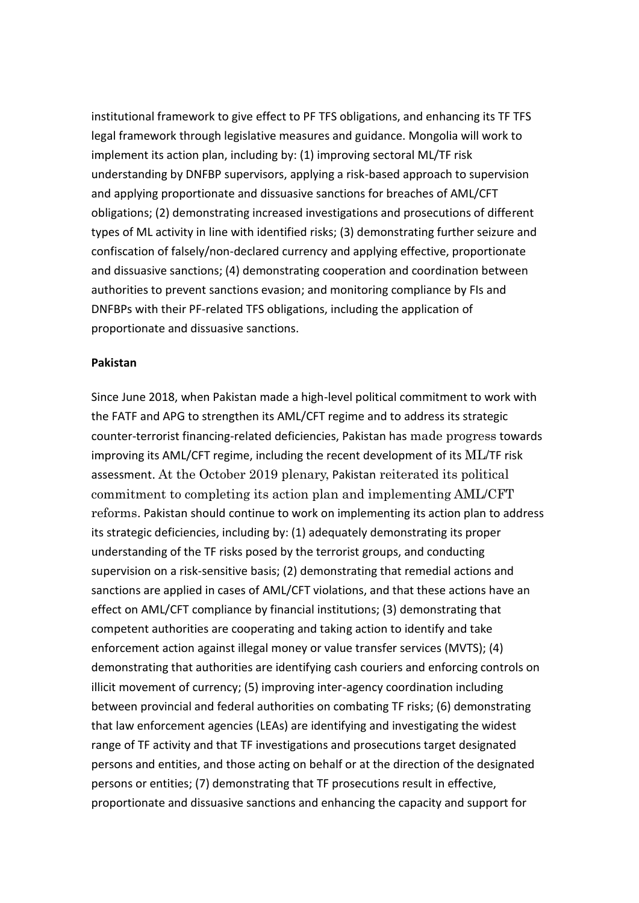institutional framework to give effect to PF TFS obligations, and enhancing its TF TFS legal framework through legislative measures and guidance. Mongolia will work to implement its action plan, including by: (1) improving sectoral ML/TF risk understanding by DNFBP supervisors, applying a risk-based approach to supervision and applying proportionate and dissuasive sanctions for breaches of AML/CFT obligations; (2) demonstrating increased investigations and prosecutions of different types of ML activity in line with identified risks; (3) demonstrating further seizure and confiscation of falsely/non-declared currency and applying effective, proportionate and dissuasive sanctions; (4) demonstrating cooperation and coordination between authorities to prevent sanctions evasion; and monitoring compliance by FIs and DNFBPs with their PF-related TFS obligations, including the application of proportionate and dissuasive sanctions.

**Pakistan**

Since June 2018, when Pakistan made a high-level political commitment to work with the FATF and APG to strengthen its AML/CFT regime and to address its strategic counter-terrorist financing-related deficiencies, Pakistan has made progress towards improving its AML/CFT regime, including the recent development of its ML/TF risk assessment. At the October 2019 plenary, Pakistan reiterated its political commitment to completing its action plan and implementing AML/CFT reforms. Pakistan should continue to work on implementing its action plan to address its strategic deficiencies, including by: (1) adequately demonstrating its proper understanding of the TF risks posed by the terrorist groups, and conducting supervision on a risk-sensitive basis; (2) demonstrating that remedial actions and sanctions are applied in cases of AML/CFT violations, and that these actions have an effect on AML/CFT compliance by financial institutions; (3) demonstrating that competent authorities are cooperating and taking action to identify and take enforcement action against illegal money or value transfer services (MVTS); (4) demonstrating that authorities are identifying cash couriers and enforcing controls on illicit movement of currency; (5) improving inter-agency coordination including between provincial and federal authorities on combating TF risks; (6) demonstrating that law enforcement agencies (LEAs) are identifying and investigating the widest range of TF activity and that TF investigations and prosecutions target designated persons and entities, and those acting on behalf or at the direction of the designated persons or entities; (7) demonstrating that TF prosecutions result in effective, proportionate and dissuasive sanctions and enhancing the capacity and support for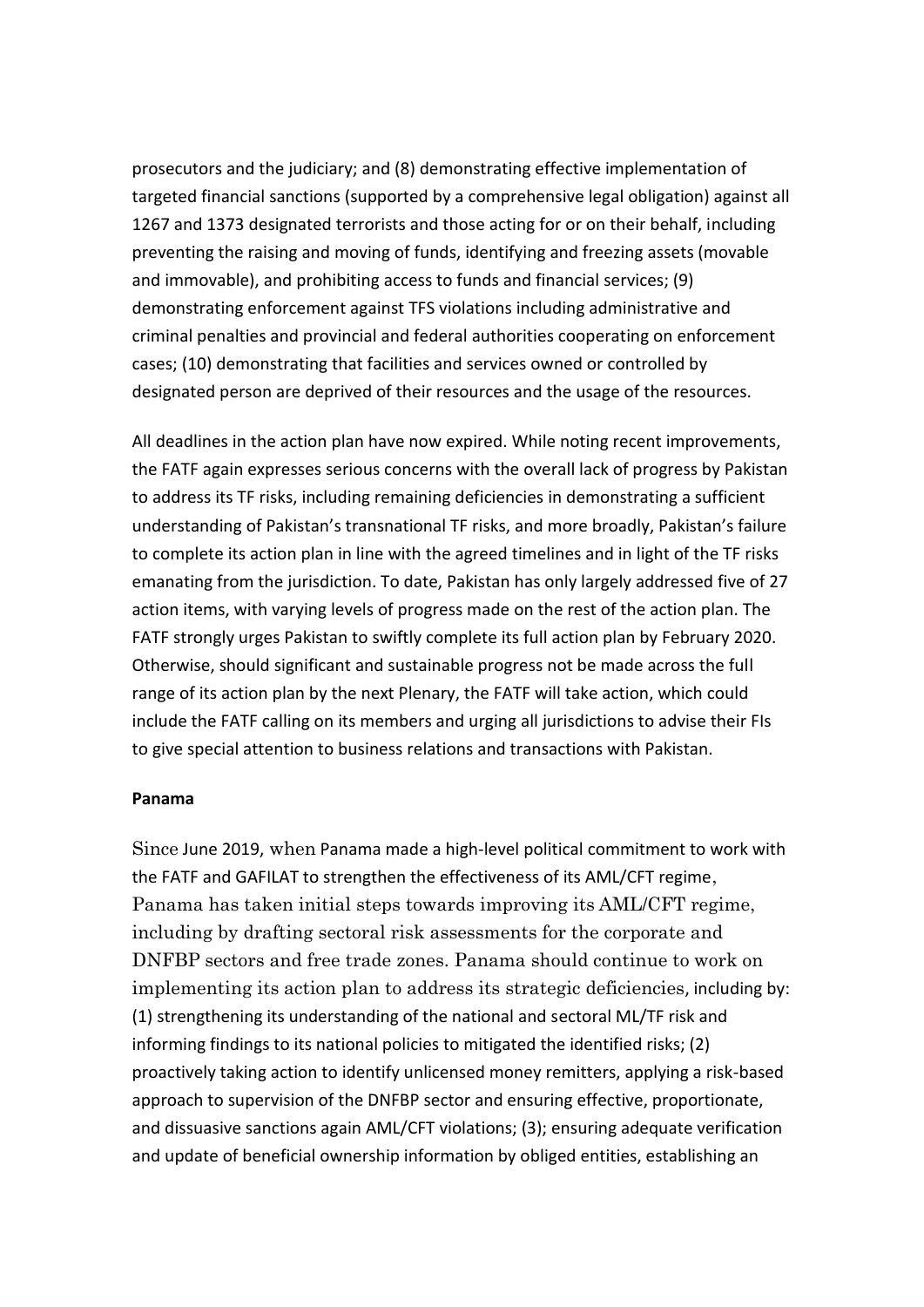prosecutors and the judiciary; and (8) demonstrating effective implementation of targeted financial sanctions (supported by a comprehensive legal obligation) against all 1267 and 1373 designated terrorists and those acting for or on their behalf, including preventing the raising and moving of funds, identifying and freezing assets (movable and immovable), and prohibiting access to funds and financial services; (9) demonstrating enforcement against TFS violations including administrative and criminal penalties and provincial and federal authorities cooperating on enforcement cases; (10) demonstrating that facilities and services owned or controlled by designated person are deprived of their resources and the usage of the resources.

All deadlines in the action plan have now expired. While noting recent improvements, the FATF again expresses serious concerns with the overall lack of progress by Pakistan to address its TF risks, including remaining deficiencies in demonstrating a sufficient understanding of Pakistan's transnational TF risks, and more broadly, Pakistan's failure to complete its action plan in line with the agreed timelines and in light of the TF risks emanating from the jurisdiction. To date, Pakistan has only largely addressed five of 27 action items, with varying levels of progress made on the rest of the action plan. The FATF strongly urges Pakistan to swiftly complete its full action plan by February 2020. Otherwise, should significant and sustainable progress not be made across the full range of its action plan by the next Plenary, the FATF will take action, which could include the FATF calling on its members and urging all jurisdictions to advise their FIs to give special attention to business relations and transactions with Pakistan.

**Panama**

Since June 2019, when Panama made a high-level political commitment to work with the FATF and GAFILAT to strengthen the effectiveness of its AML/CFT regime, Panama has taken initial steps towards improving its AML/CFT regime, including by drafting sectoral risk assessments for the corporate and DNFBP sectors and free trade zones. Panama should continue to work on implementing its action plan to address its strategic deficiencies, including by: (1) strengthening its understanding of the national and sectoral ML/TF risk and informing findings to its national policies to mitigated the identified risks; (2) proactively taking action to identify unlicensed money remitters, applying a risk-based approach to supervision of the DNFBP sector and ensuring effective, proportionate, and dissuasive sanctions again AML/CFT violations; (3); ensuring adequate verification and update of beneficial ownership information by obliged entities, establishing an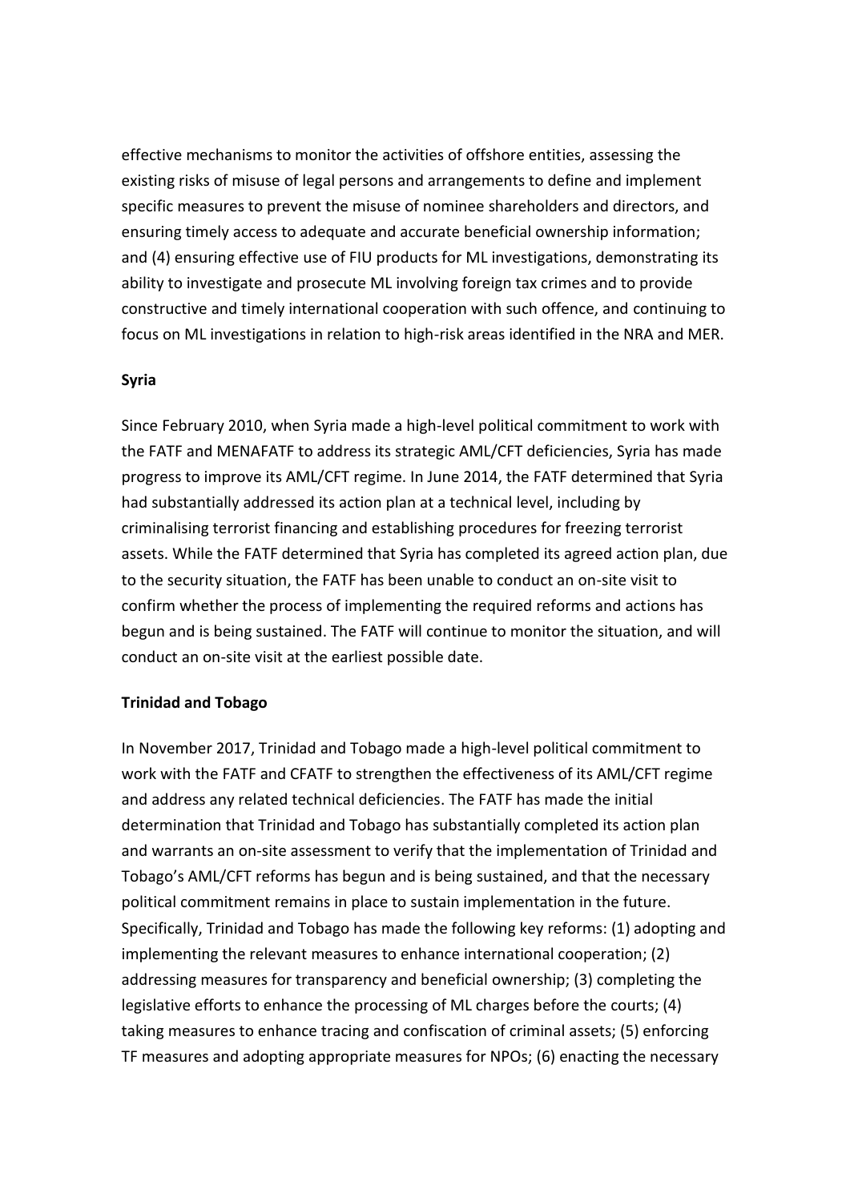effective mechanisms to monitor the activities of offshore entities, assessing the existing risks of misuse of legal persons and arrangements to define and implement specific measures to prevent the misuse of nominee shareholders and directors, and ensuring timely access to adequate and accurate beneficial ownership information; and (4) ensuring effective use of FIU products for ML investigations, demonstrating its ability to investigate and prosecute ML involving foreign tax crimes and to provide constructive and timely international cooperation with such offence, and continuing to focus on ML investigations in relation to high-risk areas identified in the NRA and MER.

**Syria**

Since February 2010, when Syria made a high-level political commitment to work with the FATF and MENAFATF to address its strategic AML/CFT deficiencies, Syria has made progress to improve its AML/CFT regime. In June 2014, the FATF determined that Syria had substantially addressed its action plan at a technical level, including by criminalising terrorist financing and establishing procedures for freezing terrorist assets. While the FATF determined that Syria has completed its agreed action plan, due to the security situation, the FATF has been unable to conduct an on-site visit to confirm whether the process of implementing the required reforms and actions has begun and is being sustained. The FATF will continue to monitor the situation, and will conduct an on-site visit at the earliest possible date.

**Trinidad and Tobago**

In November 2017, Trinidad and Tobago made a high-level political commitment to work with the FATF and CFATF to strengthen the effectiveness of its AML/CFT regime and address any related technical deficiencies. The FATF has made the initial determination that Trinidad and Tobago has substantially completed its action plan and warrants an on-site assessment to verify that the implementation of Trinidad and Tobago's AML/CFT reforms has begun and is being sustained, and that the necessary political commitment remains in place to sustain implementation in the future. Specifically, Trinidad and Tobago has made the following key reforms: (1) adopting and implementing the relevant measures to enhance international cooperation; (2) addressing measures for transparency and beneficial ownership; (3) completing the legislative efforts to enhance the processing of ML charges before the courts; (4) taking measures to enhance tracing and confiscation of criminal assets; (5) enforcing TF measures and adopting appropriate measures for NPOs; (6) enacting the necessary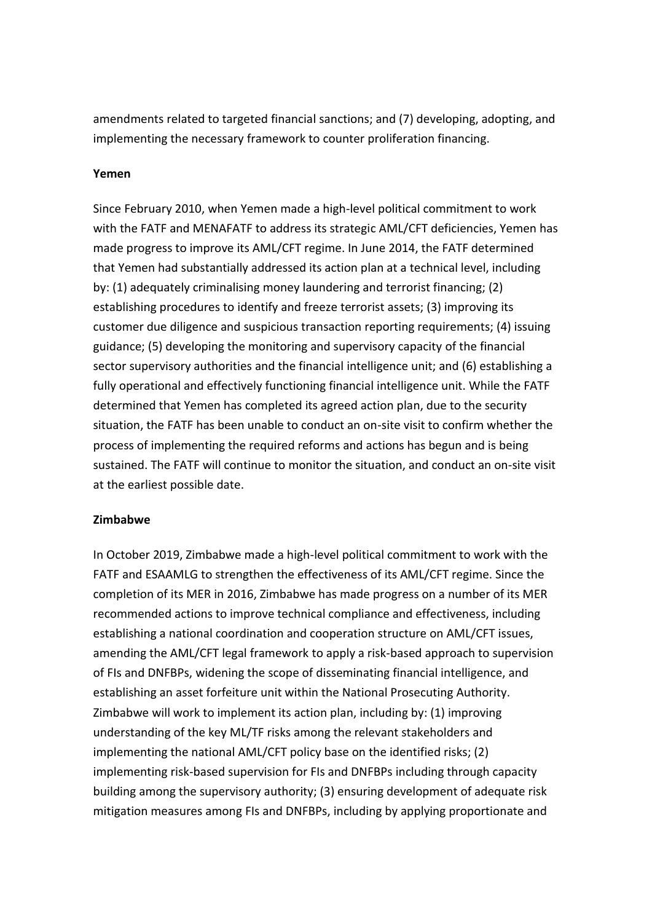amendments related to targeted financial sanctions; and (7) developing, adopting, and implementing the necessary framework to counter proliferation financing.

**Yemen**

Since February 2010, when Yemen made a high-level political commitment to work with the FATF and MENAFATF to address its strategic AML/CFT deficiencies, Yemen has made progress to improve its AML/CFT regime. In June 2014, the FATF determined that Yemen had substantially addressed its action plan at a technical level, including by: (1) adequately criminalising money laundering and terrorist financing; (2) establishing procedures to identify and freeze terrorist assets; (3) improving its customer due diligence and suspicious transaction reporting requirements; (4) issuing guidance; (5) developing the monitoring and supervisory capacity of the financial sector supervisory authorities and the financial intelligence unit; and (6) establishing a fully operational and effectively functioning financial intelligence unit. While the FATF determined that Yemen has completed its agreed action plan, due to the security situation, the FATF has been unable to conduct an on-site visit to confirm whether the process of implementing the required reforms and actions has begun and is being sustained. The FATF will continue to monitor the situation, and conduct an on-site visit at the earliest possible date.

**Zimbabwe**

In October 2019, Zimbabwe made a high-level political commitment to work with the FATF and ESAAMLG to strengthen the effectiveness of its AML/CFT regime. Since the completion of its MER in 2016, Zimbabwe has made progress on a number of its MER recommended actions to improve technical compliance and effectiveness, including establishing a national coordination and cooperation structure on AML/CFT issues, amending the AML/CFT legal framework to apply a risk-based approach to supervision of FIs and DNFBPs, widening the scope of disseminating financial intelligence, and establishing an asset forfeiture unit within the National Prosecuting Authority. Zimbabwe will work to implement its action plan, including by: (1) improving understanding of the key ML/TF risks among the relevant stakeholders and implementing the national AML/CFT policy base on the identified risks; (2) implementing risk-based supervision for FIs and DNFBPs including through capacity building among the supervisory authority; (3) ensuring development of adequate risk mitigation measures among FIs and DNFBPs, including by applying proportionate and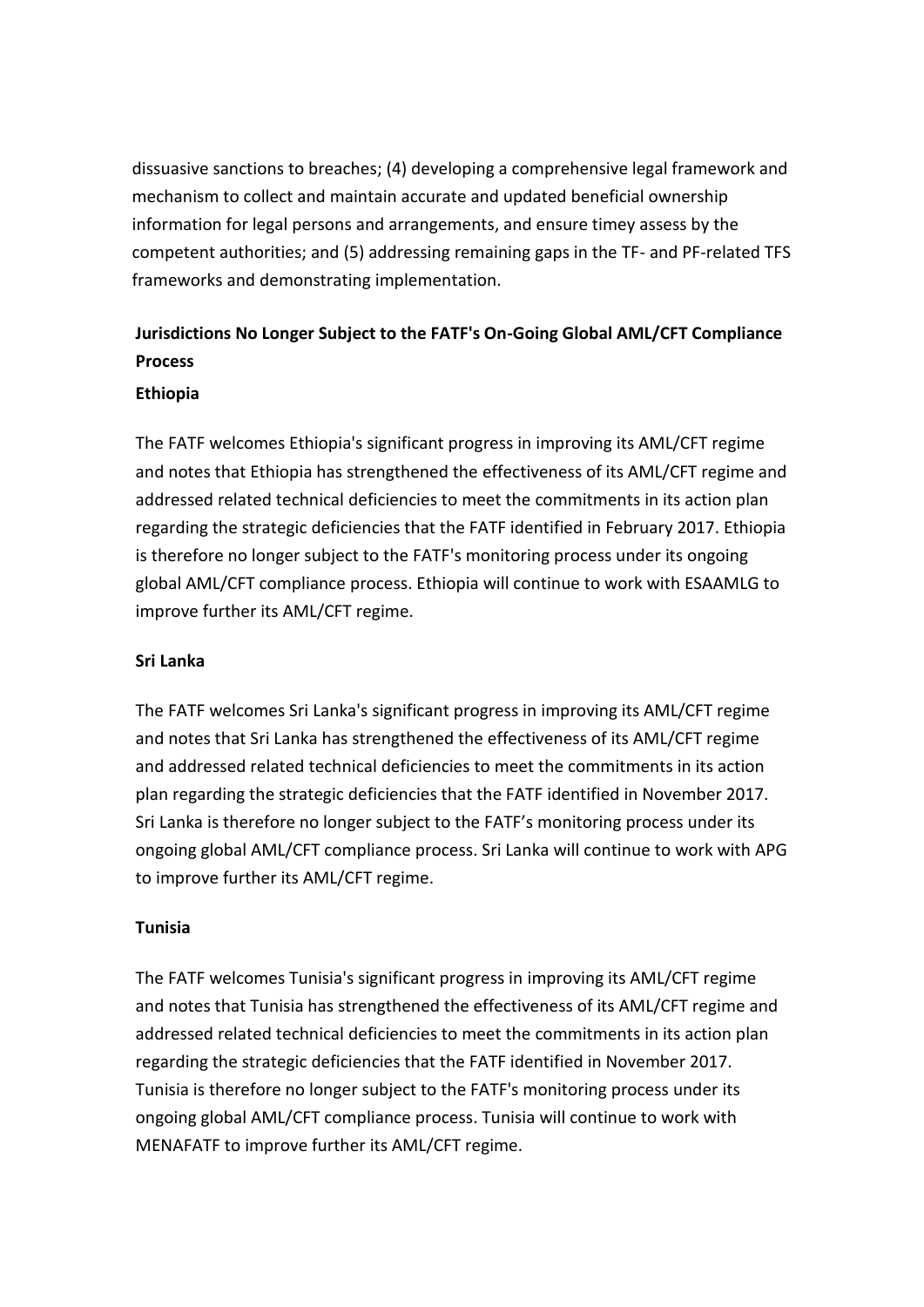dissuasive sanctions to breaches; (4) developing a comprehensive legal framework and mechanism to collect and maintain accurate and updated beneficial ownership information for legal persons and arrangements, and ensure timey assess by the competent authorities; and (5) addressing remaining gaps in the TF- and PF-related TFS frameworks and demonstrating implementation.

## Jurisdictions No Longer Subject to the FATF's On-Going Global AML/CFT Compliance Process

### Ethiopia

The FATF welcomes Ethiopia's significant progress in improving its AML/CFT regime and notes that Ethiopia has strengthened the effectiveness of its AML/CFT regime and addressed related technical deficiencies to meet the commitments in its action plan regarding the strategic deficiencies that the FATF identified in February 2017. Ethiopia is therefore no longer subject to the FATF's monitoring process under its ongoing global AML/CFT compliance process. Ethiopia will continue to work with ESAAMLG to improve further its AML/CFT regime.

### Sri Lanka

The FATF welcomes Sri Lanka's significant progress in improving its AML/CFT regime and notes that Sri Lanka has strengthened the effectiveness of its AML/CFT regime and addressed related technical deficiencies to meet the commitments in its action plan regarding the strategic deficiencies that the FATF identified in November 2017. Sri Lanka is therefore no longer subject to the FATF's monitoring process under its ongoing global AML/CFT compliance process. Sri Lanka will continue to work with APG to improve further its AML/CFT regime.

### Tunisia

The FATF welcomes Tunisia's significant progress in improving its AML/CFT regime and notes that Tunisia has strengthened the effectiveness of its AML/CFT regime and addressed related technical deficiencies to meet the commitments in its action plan regarding the strategic deficiencies that the FATF identified in November 2017. Tunisia is therefore no longer subject to the FATF's monitoring process under its ongoing global AML/CFT compliance process. Tunisia will continue to work with MENAFATF to improve further its AML/CFT regime.